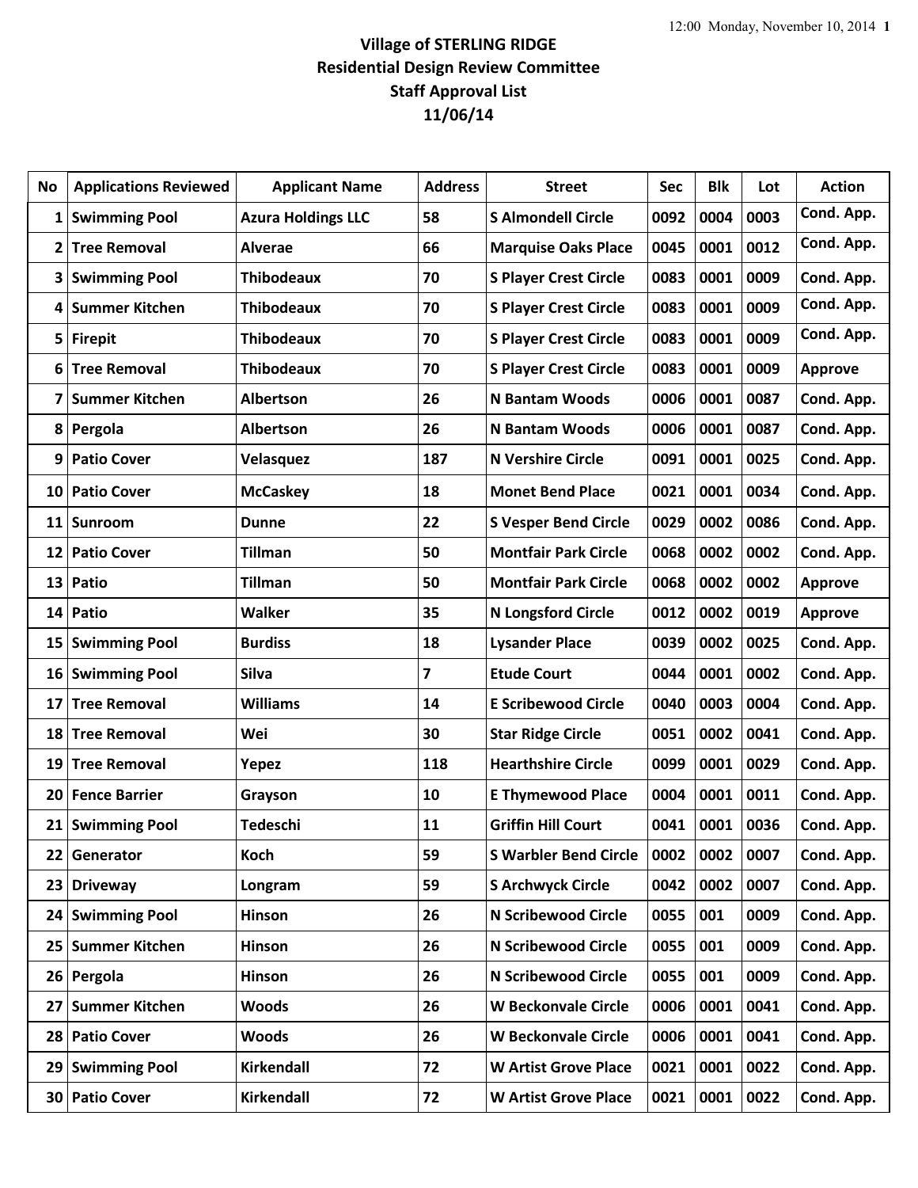# Village of STERLING RIDGE
## Residential Design Review Committee
## Staff Approval List
## 11/06/14

| No | Applications Reviewed | Applicant Name | Address | Street | Sec | Blk | Lot | Action |
|---|---|---|---|---|---|---|---|---|
| 1 | Swimming Pool | Azura Holdings LLC | 58 | S Almondell Circle | 0092 | 0004 | 0003 | Cond. App. |
| 2 | Tree Removal | Alverae | 66 | Marquise Oaks Place | 0045 | 0001 | 0012 | Cond. App. |
| 3 | Swimming Pool | Thibodeaux | 70 | S Player Crest Circle | 0083 | 0001 | 0009 | Cond. App. |
| 4 | Summer Kitchen | Thibodeaux | 70 | S Player Crest Circle | 0083 | 0001 | 0009 | Cond. App. |
| 5 | Firepit | Thibodeaux | 70 | S Player Crest Circle | 0083 | 0001 | 0009 | Cond. App. |
| 6 | Tree Removal | Thibodeaux | 70 | S Player Crest Circle | 0083 | 0001 | 0009 | Approve |
| 7 | Summer Kitchen | Albertson | 26 | N Bantam Woods | 0006 | 0001 | 0087 | Cond. App. |
| 8 | Pergola | Albertson | 26 | N Bantam Woods | 0006 | 0001 | 0087 | Cond. App. |
| 9 | Patio Cover | Velasquez | 187 | N Vershire Circle | 0091 | 0001 | 0025 | Cond. App. |
| 10 | Patio Cover | McCaskey | 18 | Monet Bend Place | 0021 | 0001 | 0034 | Cond. App. |
| 11 | Sunroom | Dunne | 22 | S Vesper Bend Circle | 0029 | 0002 | 0086 | Cond. App. |
| 12 | Patio Cover | Tillman | 50 | Montfair Park Circle | 0068 | 0002 | 0002 | Cond. App. |
| 13 | Patio | Tillman | 50 | Montfair Park Circle | 0068 | 0002 | 0002 | Approve |
| 14 | Patio | Walker | 35 | N Longsford Circle | 0012 | 0002 | 0019 | Approve |
| 15 | Swimming Pool | Burdiss | 18 | Lysander Place | 0039 | 0002 | 0025 | Cond. App. |
| 16 | Swimming Pool | Silva | 7 | Etude Court | 0044 | 0001 | 0002 | Cond. App. |
| 17 | Tree Removal | Williams | 14 | E Scribewood Circle | 0040 | 0003 | 0004 | Cond. App. |
| 18 | Tree Removal | Wei | 30 | Star Ridge Circle | 0051 | 0002 | 0041 | Cond. App. |
| 19 | Tree Removal | Yepez | 118 | Hearthshire Circle | 0099 | 0001 | 0029 | Cond. App. |
| 20 | Fence Barrier | Grayson | 10 | E Thymewood Place | 0004 | 0001 | 0011 | Cond. App. |
| 21 | Swimming Pool | Tedeschi | 11 | Griffin Hill Court | 0041 | 0001 | 0036 | Cond. App. |
| 22 | Generator | Koch | 59 | S Warbler Bend Circle | 0002 | 0002 | 0007 | Cond. App. |
| 23 | Driveway | Longram | 59 | S Archwyck Circle | 0042 | 0002 | 0007 | Cond. App. |
| 24 | Swimming Pool | Hinson | 26 | N Scribewood Circle | 0055 | 001 | 0009 | Cond. App. |
| 25 | Summer Kitchen | Hinson | 26 | N Scribewood Circle | 0055 | 001 | 0009 | Cond. App. |
| 26 | Pergola | Hinson | 26 | N Scribewood Circle | 0055 | 001 | 0009 | Cond. App. |
| 27 | Summer Kitchen | Woods | 26 | W Beckonvale Circle | 0006 | 0001 | 0041 | Cond. App. |
| 28 | Patio Cover | Woods | 26 | W Beckonvale Circle | 0006 | 0001 | 0041 | Cond. App. |
| 29 | Swimming Pool | Kirkendall | 72 | W Artist Grove Place | 0021 | 0001 | 0022 | Cond. App. |
| 30 | Patio Cover | Kirkendall | 72 | W Artist Grove Place | 0021 | 0001 | 0022 | Cond. App. |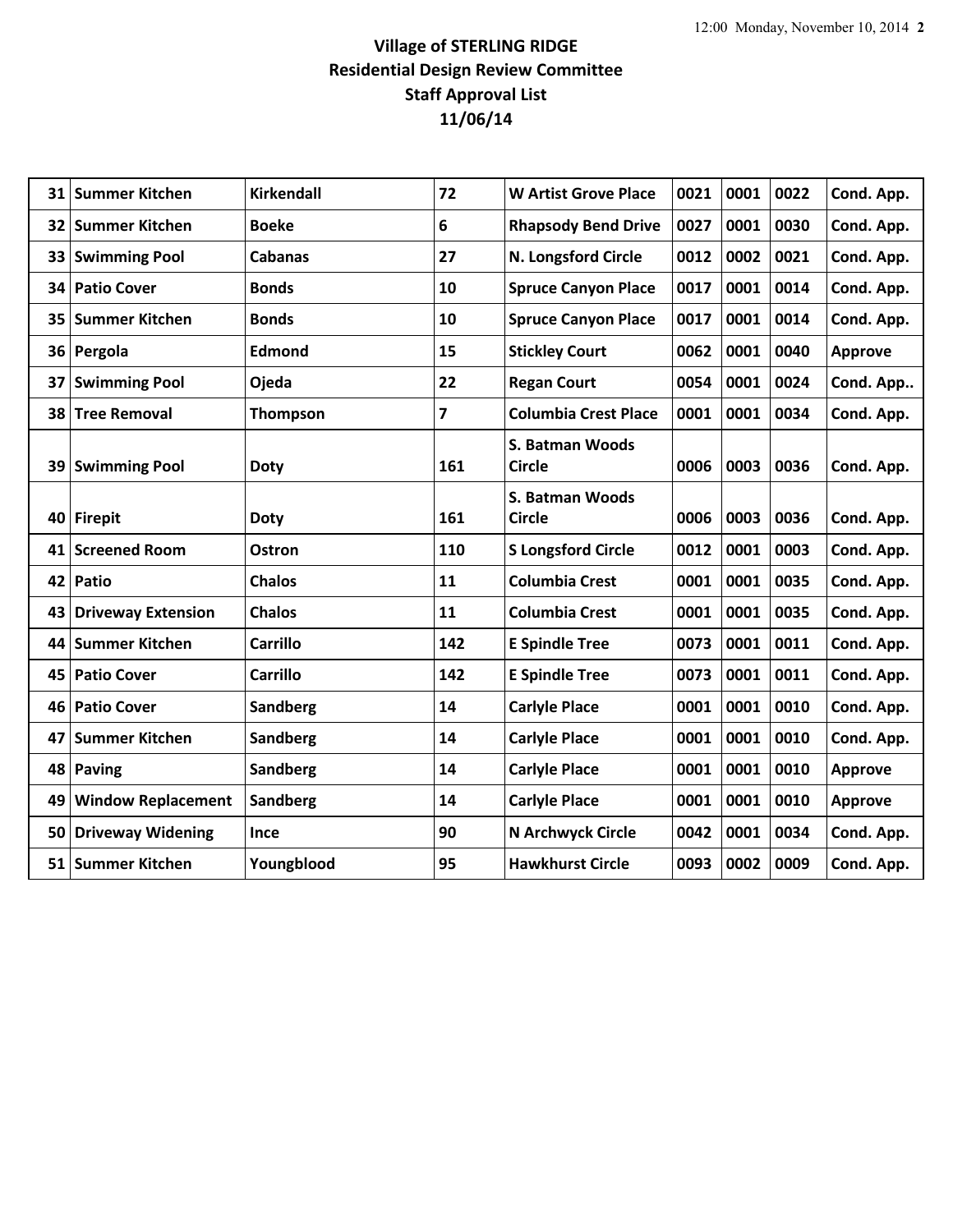**Village of STERLING RIDGE**
**Residential Design Review Committee**
**Staff Approval List**
**11/06/14**

| | | | | | | | | |
|---|---|---|---|---|---|---|---|---|
| 31 | Summer Kitchen | Kirkendall | 72 | W Artist Grove Place | 0021 | 0001 | 0022 | Cond. App. |
| 32 | Summer Kitchen | Boeke | 6 | Rhapsody Bend Drive | 0027 | 0001 | 0030 | Cond. App. |
| 33 | Swimming Pool | Cabanas | 27 | N. Longsford Circle | 0012 | 0002 | 0021 | Cond. App. |
| 34 | Patio Cover | Bonds | 10 | Spruce Canyon Place | 0017 | 0001 | 0014 | Cond. App. |
| 35 | Summer Kitchen | Bonds | 10 | Spruce Canyon Place | 0017 | 0001 | 0014 | Cond. App. |
| 36 | Pergola | Edmond | 15 | Stickley Court | 0062 | 0001 | 0040 | Approve |
| 37 | Swimming Pool | Ojeda | 22 | Regan Court | 0054 | 0001 | 0024 | Cond. App.. |
| 38 | Tree Removal | Thompson | 7 | Columbia Crest Place | 0001 | 0001 | 0034 | Cond. App. |
| 39 | Swimming Pool | Doty | 161 | S. Batman Woods Circle | 0006 | 0003 | 0036 | Cond. App. |
| 40 | Firepit | Doty | 161 | S. Batman Woods Circle | 0006 | 0003 | 0036 | Cond. App. |
| 41 | Screened Room | Ostron | 110 | S Longsford Circle | 0012 | 0001 | 0003 | Cond. App. |
| 42 | Patio | Chalos | 11 | Columbia Crest | 0001 | 0001 | 0035 | Cond. App. |
| 43 | Driveway Extension | Chalos | 11 | Columbia Crest | 0001 | 0001 | 0035 | Cond. App. |
| 44 | Summer Kitchen | Carrillo | 142 | E Spindle Tree | 0073 | 0001 | 0011 | Cond. App. |
| 45 | Patio Cover | Carrillo | 142 | E Spindle Tree | 0073 | 0001 | 0011 | Cond. App. |
| 46 | Patio Cover | Sandberg | 14 | Carlyle Place | 0001 | 0001 | 0010 | Cond. App. |
| 47 | Summer Kitchen | Sandberg | 14 | Carlyle Place | 0001 | 0001 | 0010 | Cond. App. |
| 48 | Paving | Sandberg | 14 | Carlyle Place | 0001 | 0001 | 0010 | Approve |
| 49 | Window Replacement | Sandberg | 14 | Carlyle Place | 0001 | 0001 | 0010 | Approve |
| 50 | Driveway Widening | Ince | 90 | N Archwyck Circle | 0042 | 0001 | 0034 | Cond. App. |
| 51 | Summer Kitchen | Youngblood | 95 | Hawkhurst Circle | 0093 | 0002 | 0009 | Cond. App. |